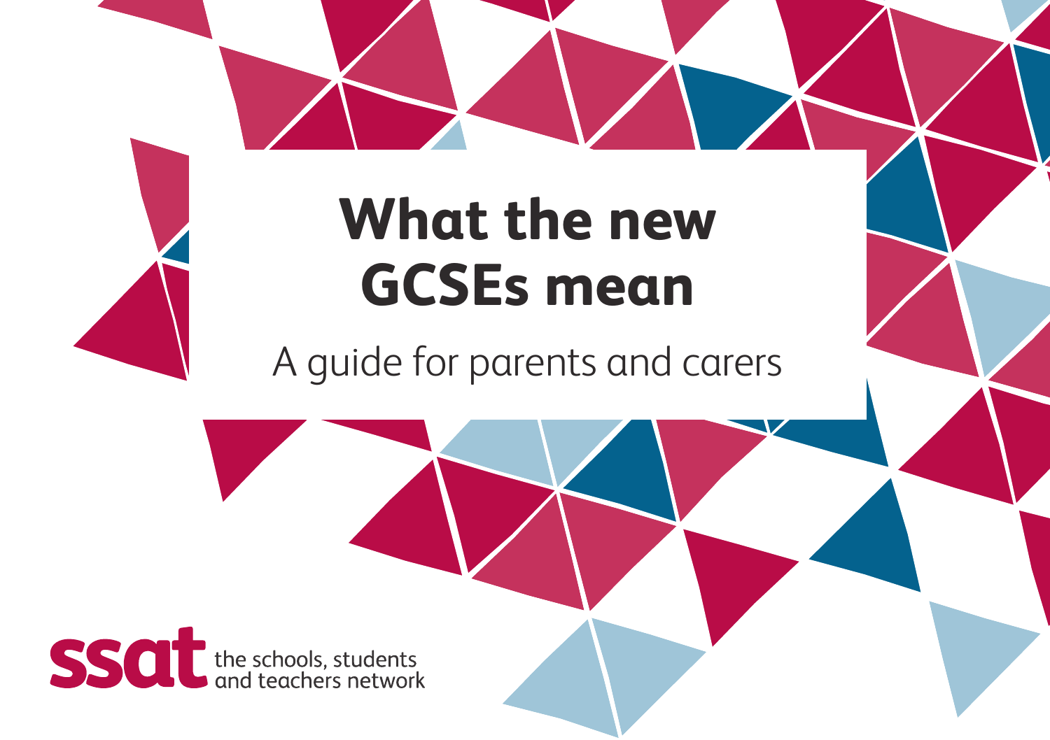# What the new GCSEs mean

A guide for parents and carers

ssat the schools, students and teachers network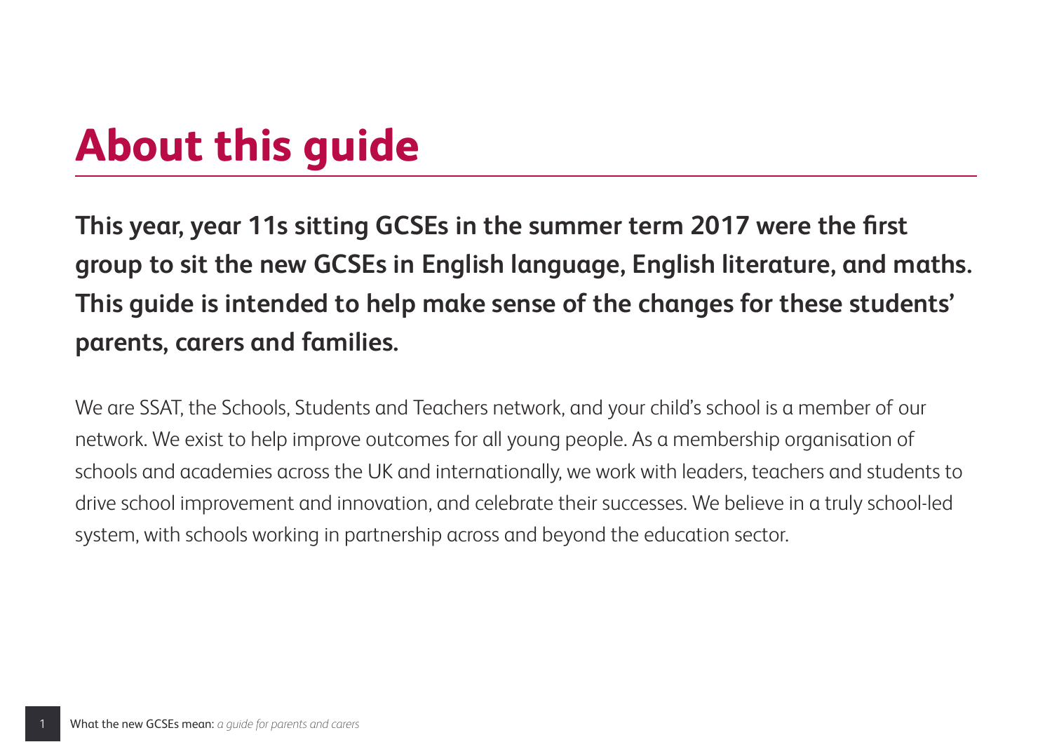# About this guide

**This year, year 11s sitting GCSEs in the summer term 2017 were the first group to sit the new GCSEs in English language, English literature, and maths. This guide is intended to help make sense of the changes for these students' parents, carers and families.**

We are SSAT, the Schools, Students and Teachers network, and your child's school is a member of our network. We exist to help improve outcomes for all young people. As a membership organisation of schools and academies across the UK and internationally, we work with leaders, teachers and students to drive school improvement and innovation, and celebrate their successes. We believe in a truly school-led system, with schools working in partnership across and beyond the education sector.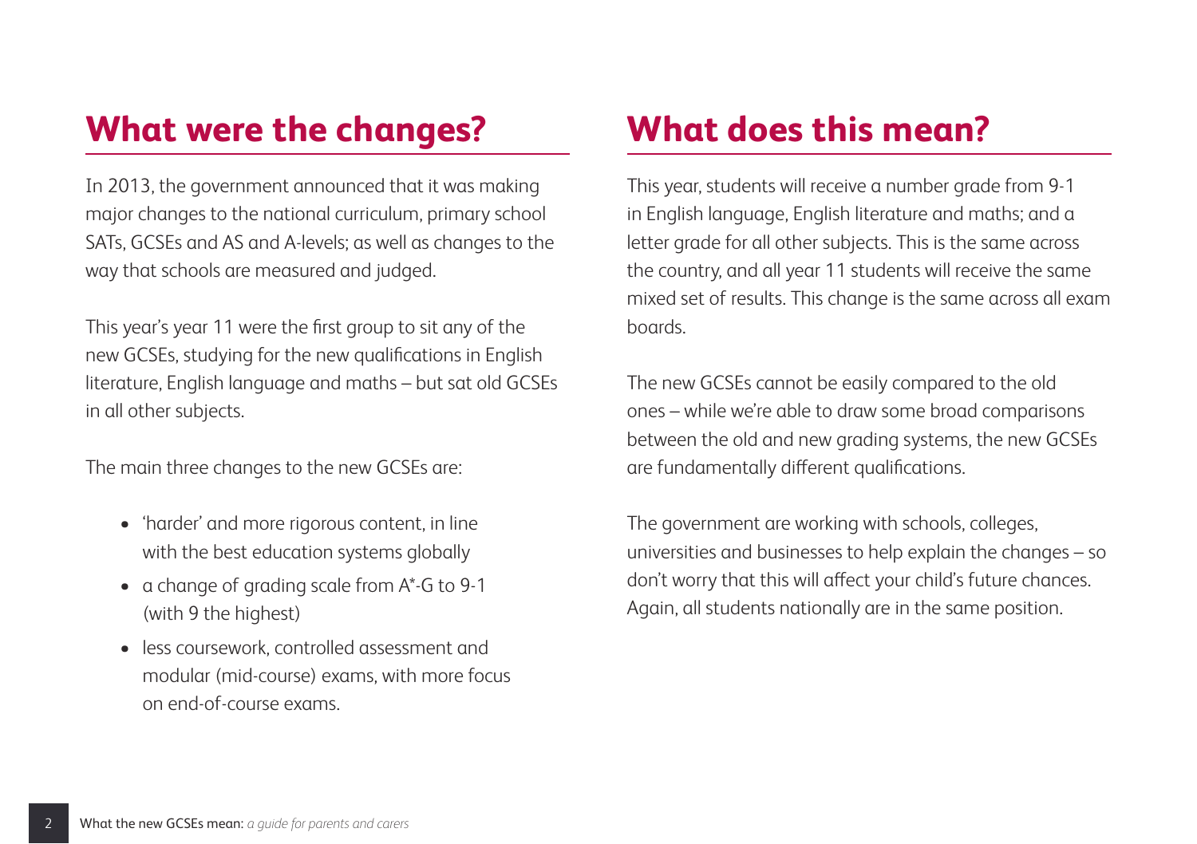## What were the changes?

In 2013, the government announced that it was making major changes to the national curriculum, primary school SATs, GCSEs and AS and A-levels; as well as changes to the way that schools are measured and judged.

This year's year 11 were the first group to sit any of the new GCSEs, studying for the new qualifications in English literature, English language and maths – but sat old GCSEs in all other subjects.

The main three changes to the new GCSEs are:

- 'harder' and more rigorous content, in line with the best education systems globally
- a change of grading scale from A*-G to 9-1 (with 9 the highest)
- less coursework, controlled assessment and modular (mid-course) exams, with more focus on end-of-course exams.

## What does this mean?

This year, students will receive a number grade from 9-1 in English language, English literature and maths; and a letter grade for all other subjects. This is the same across the country, and all year 11 students will receive the same mixed set of results. This change is the same across all exam boards.

The new GCSEs cannot be easily compared to the old ones – while we're able to draw some broad comparisons between the old and new grading systems, the new GCSEs are fundamentally different qualifications.

The government are working with schools, colleges, universities and businesses to help explain the changes – so don't worry that this will affect your child's future chances. Again, all students nationally are in the same position.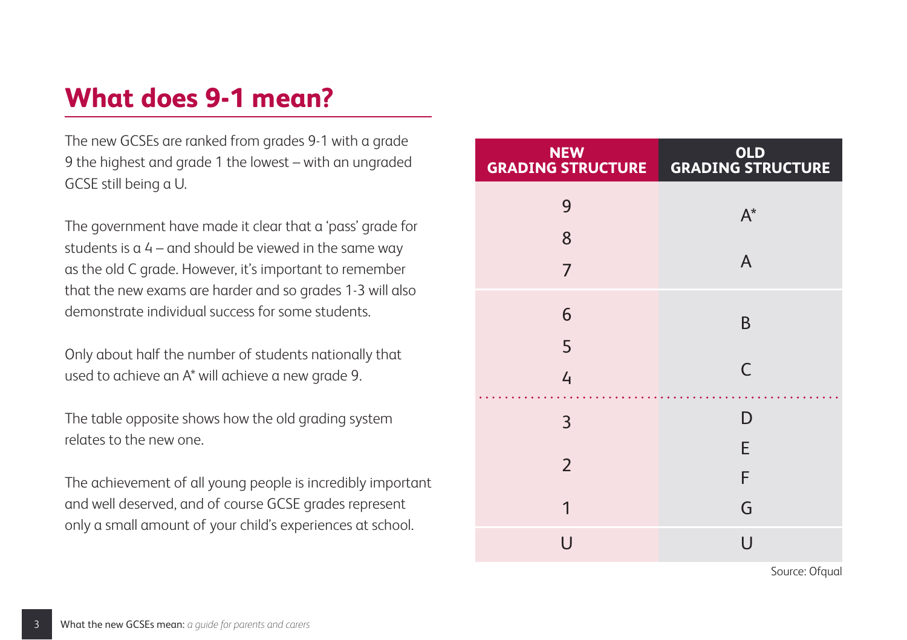## What does 9-1 mean?

The new GCSEs are ranked from grades 9-1 with a grade 9 the highest and grade 1 the lowest – with an ungraded GCSE still being a U.

The government have made it clear that a 'pass' grade for students is a 4 – and should be viewed in the same way as the old C grade. However, it's important to remember that the new exams are harder and so grades 1-3 will also demonstrate individual success for some students.

Only about half the number of students nationally that used to achieve an A* will achieve a new grade 9.

The table opposite shows how the old grading system relates to the new one.

The achievement of all young people is incredibly important and well deserved, and of course GCSE grades represent only a small amount of your child's experiences at school.

| NEW GRADING STRUCTURE | OLD GRADING STRUCTURE |
|---|---|
| 9<br>8<br>7 | A*<br>A |
| 6<br>5<br>4 | B<br>C |
| 3<br>2<br>1 | D<br>E<br>F<br>G |
| U | U |

Source: Ofqual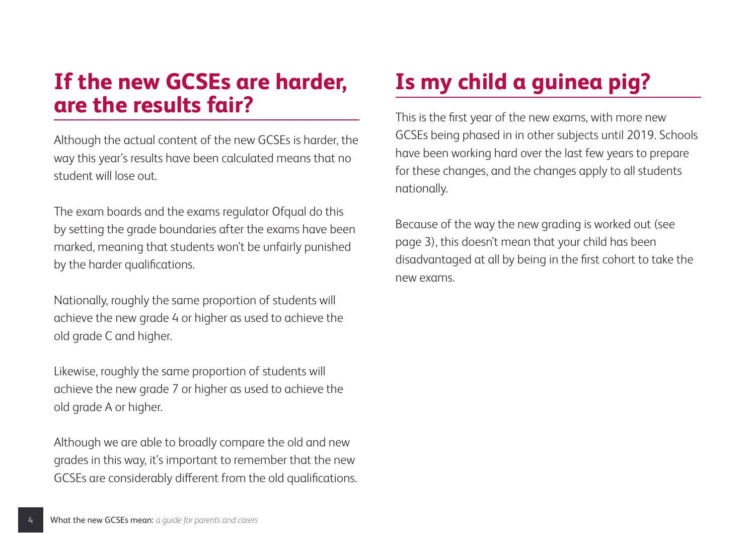## If the new GCSEs are harder, are the results fair?

Although the actual content of the new GCSEs is harder, the way this year's results have been calculated means that no student will lose out.

The exam boards and the exams regulator Ofqual do this by setting the grade boundaries after the exams have been marked, meaning that students won't be unfairly punished by the harder qualifications.

Nationally, roughly the same proportion of students will achieve the new grade 4 or higher as used to achieve the old grade C and higher.

Likewise, roughly the same proportion of students will achieve the new grade 7 or higher as used to achieve the old grade A or higher.

Although we are able to broadly compare the old and new grades in this way, it's important to remember that the new GCSEs are considerably different from the old qualifications.

## Is my child a guinea pig?

This is the first year of the new exams, with more new GCSEs being phased in in other subjects until 2019. Schools have been working hard over the last few years to prepare for these changes, and the changes apply to all students nationally.

Because of the way the new grading is worked out (see page 3), this doesn't mean that your child has been disadvantaged at all by being in the first cohort to take the new exams.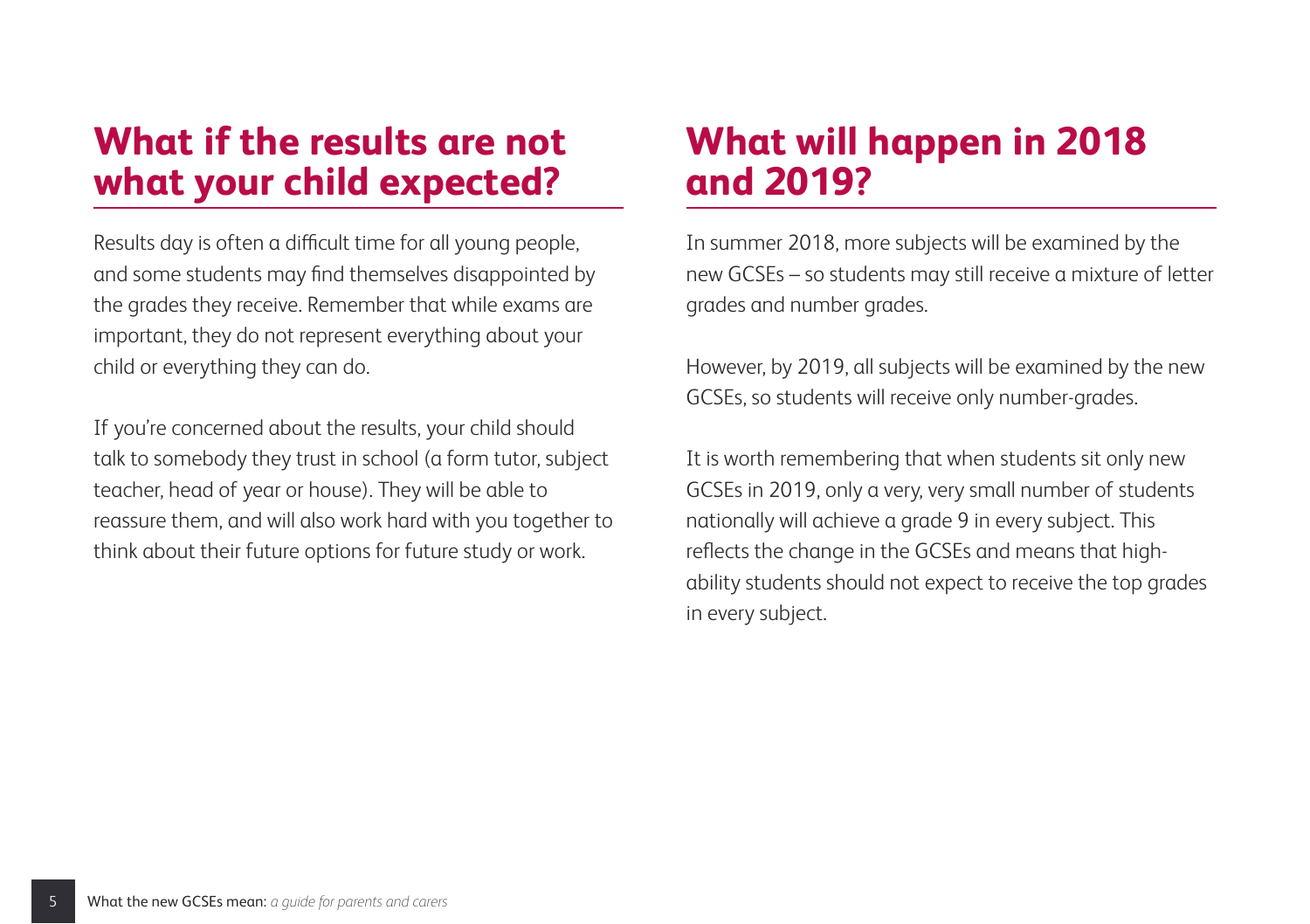## What if the results are not what your child expected?

Results day is often a difficult time for all young people, and some students may find themselves disappointed by the grades they receive. Remember that while exams are important, they do not represent everything about your child or everything they can do.

If you're concerned about the results, your child should talk to somebody they trust in school (a form tutor, subject teacher, head of year or house). They will be able to reassure them, and will also work hard with you together to think about their future options for future study or work.

## What will happen in 2018 and 2019?

In summer 2018, more subjects will be examined by the new GCSEs – so students may still receive a mixture of letter grades and number grades.

However, by 2019, all subjects will be examined by the new GCSEs, so students will receive only number-grades.

It is worth remembering that when students sit only new GCSEs in 2019, only a very, very small number of students nationally will achieve a grade 9 in every subject. This reflects the change in the GCSEs and means that high-ability students should not expect to receive the top grades in every subject.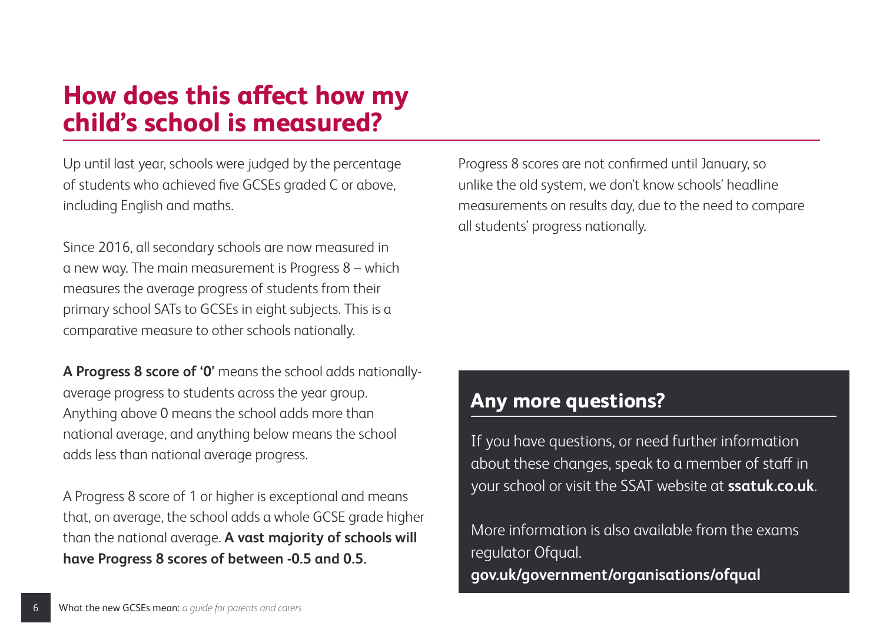# How does this affect how my child's school is measured?

Up until last year, schools were judged by the percentage of students who achieved five GCSEs graded C or above, including English and maths.

Since 2016, all secondary schools are now measured in a new way. The main measurement is Progress 8 – which measures the average progress of students from their primary school SATs to GCSEs in eight subjects. This is a comparative measure to other schools nationally.

**A Progress 8 score of '0'** means the school adds nationally-average progress to students across the year group. Anything above 0 means the school adds more than national average, and anything below means the school adds less than national average progress.

A Progress 8 score of 1 or higher is exceptional and means that, on average, the school adds a whole GCSE grade higher than the national average. **A vast majority of schools will have Progress 8 scores of between -0.5 and 0.5.**

Progress 8 scores are not confirmed until January, so unlike the old system, we don't know schools' headline measurements on results day, due to the need to compare all students' progress nationally.

## Any more questions?

If you have questions, or need further information about these changes, speak to a member of staff in your school or visit the SSAT website at **ssatuk.co.uk**.

More information is also available from the exams regulator Ofqual.
**gov.uk/government/organisations/ofqual**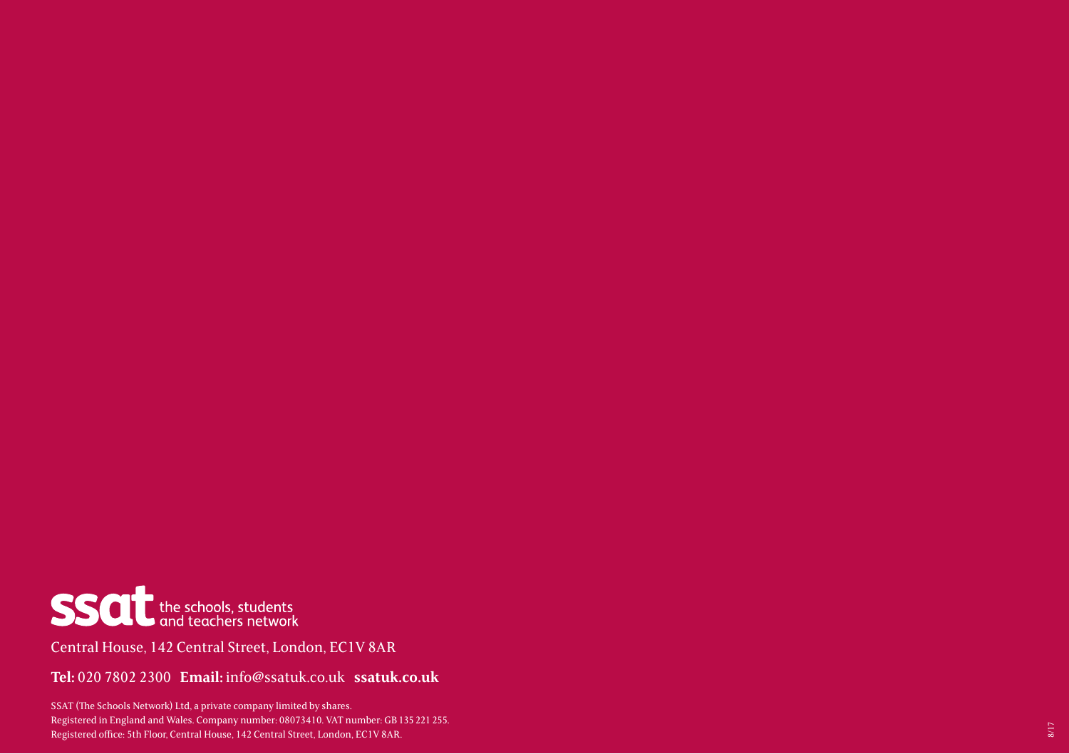ssat the schools, students and teachers network

Central House, 142 Central Street, London, EC1V 8AR

**Tel:** 020 7802 2300 **Email:** info@ssatuk.co.uk **ssatuk.co.uk**

SSAT (The Schools Network) Ltd, a private company limited by shares.
Registered in England and Wales. Company number: 08073410. VAT number: GB 135 221 255.
Registered office: 5th Floor, Central House, 142 Central Street, London, EC1V 8AR.

8/17